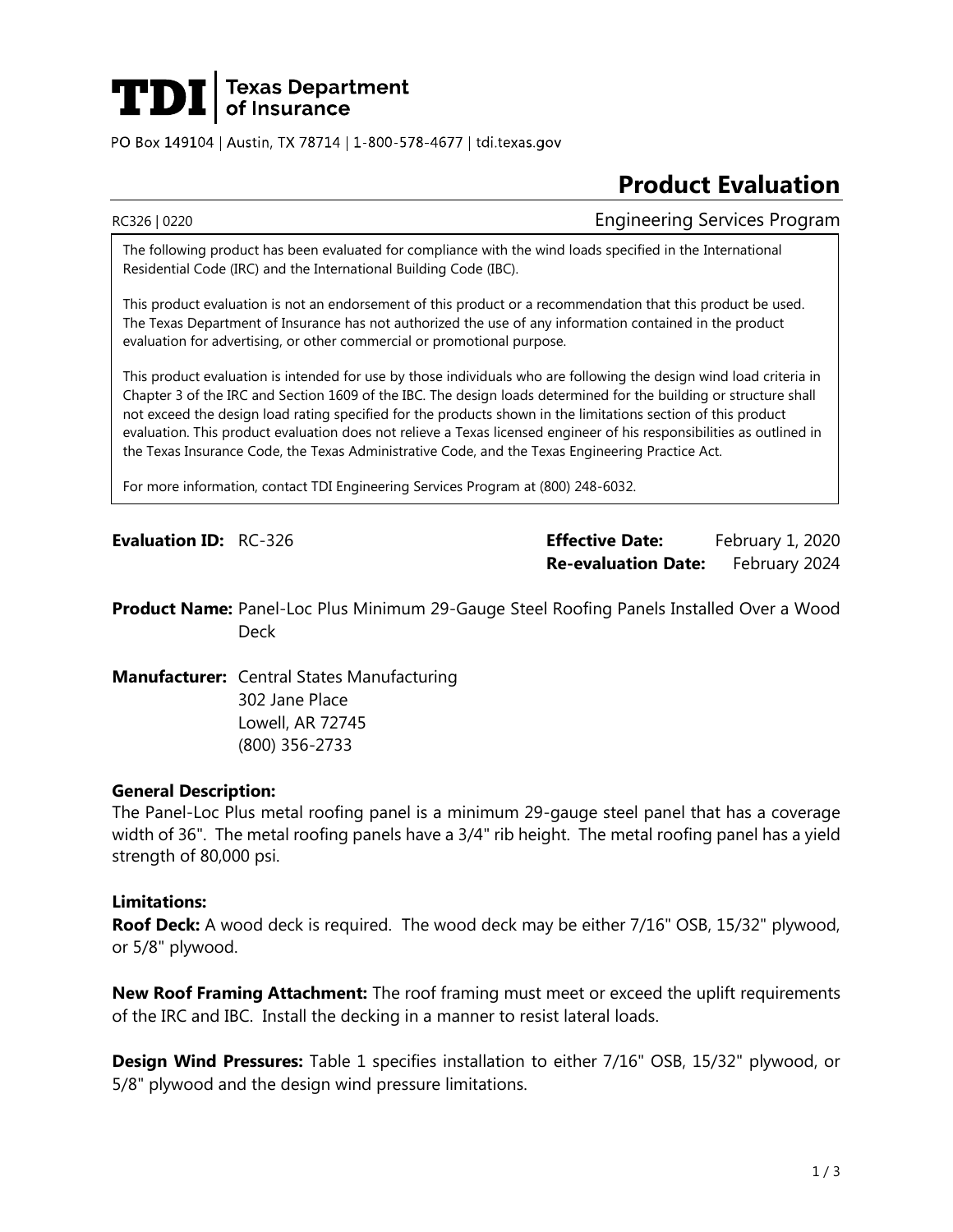# TDI | Texas Department of Insurance

PO Box 149104 | Austin, TX 78714 | 1-800-578-4677 | tdi.texas.gov

# Product Evaluation

RC326 | 0220 — Engineering Services Program

> The following product has been evaluated for compliance with the wind loads specified in the International Residential Code (IRC) and the International Building Code (IBC).
>
> This product evaluation is not an endorsement of this product or a recommendation that this product be used. The Texas Department of Insurance has not authorized the use of any information contained in the product evaluation for advertising, or other commercial or promotional purpose.
>
> This product evaluation is intended for use by those individuals who are following the design wind load criteria in Chapter 3 of the IRC and Section 1609 of the IBC. The design loads determined for the building or structure shall not exceed the design load rating specified for the products shown in the limitations section of this product evaluation. This product evaluation does not relieve a Texas licensed engineer of his responsibilities as outlined in the Texas Insurance Code, the Texas Administrative Code, and the Texas Engineering Practice Act.
>
> For more information, contact TDI Engineering Services Program at (800) 248-6032.

**Evaluation ID:** RC-326

**Effective Date:** February 1, 2020
**Re-evaluation Date:** February 2024

**Product Name:** Panel-Loc Plus Minimum 29-Gauge Steel Roofing Panels Installed Over a Wood Deck

**Manufacturer:** Central States Manufacturing
302 Jane Place
Lowell, AR 72745
(800) 356-2733

**General Description:**
The Panel-Loc Plus metal roofing panel is a minimum 29-gauge steel panel that has a coverage width of 36". The metal roofing panels have a 3/4" rib height. The metal roofing panel has a yield strength of 80,000 psi.

**Limitations:**
**Roof Deck:** A wood deck is required. The wood deck may be either 7/16" OSB, 15/32" plywood, or 5/8" plywood.

**New Roof Framing Attachment:** The roof framing must meet or exceed the uplift requirements of the IRC and IBC. Install the decking in a manner to resist lateral loads.

**Design Wind Pressures:** Table 1 specifies installation to either 7/16" OSB, 15/32" plywood, or 5/8" plywood and the design wind pressure limitations.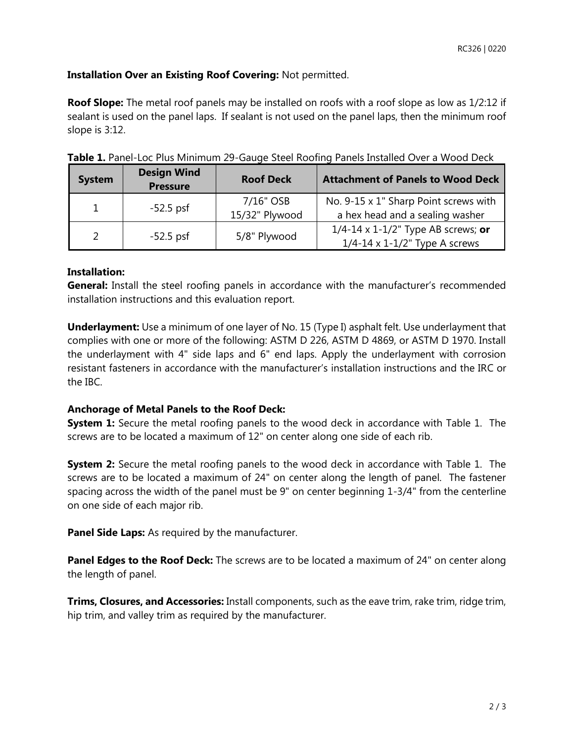**Installation Over an Existing Roof Covering:** Not permitted.

**Roof Slope:** The metal roof panels may be installed on roofs with a roof slope as low as 1/2:12 if sealant is used on the panel laps. If sealant is not used on the panel laps, then the minimum roof slope is 3:12.

**Table 1.** Panel-Loc Plus Minimum 29-Gauge Steel Roofing Panels Installed Over a Wood Deck

| System | Design Wind Pressure | Roof Deck | Attachment of Panels to Wood Deck |
|---|---|---|---|
| 1 | -52.5 psf | 7/16" OSB<br>15/32" Plywood | No. 9-15 x 1" Sharp Point screws with a hex head and a sealing washer |
| 2 | -52.5 psf | 5/8" Plywood | 1/4-14 x 1-1/2" Type AB screws; **or** 1/4-14 x 1-1/2" Type A screws |

**Installation:**

**General:** Install the steel roofing panels in accordance with the manufacturer's recommended installation instructions and this evaluation report.

**Underlayment:** Use a minimum of one layer of No. 15 (Type I) asphalt felt. Use underlayment that complies with one or more of the following: ASTM D 226, ASTM D 4869, or ASTM D 1970. Install the underlayment with 4" side laps and 6" end laps. Apply the underlayment with corrosion resistant fasteners in accordance with the manufacturer's installation instructions and the IRC or the IBC.

**Anchorage of Metal Panels to the Roof Deck:**

**System 1:** Secure the metal roofing panels to the wood deck in accordance with Table 1. The screws are to be located a maximum of 12" on center along one side of each rib.

**System 2:** Secure the metal roofing panels to the wood deck in accordance with Table 1. The screws are to be located a maximum of 24" on center along the length of panel. The fastener spacing across the width of the panel must be 9" on center beginning 1-3/4" from the centerline on one side of each major rib.

**Panel Side Laps:** As required by the manufacturer.

**Panel Edges to the Roof Deck:** The screws are to be located a maximum of 24" on center along the length of panel.

**Trims, Closures, and Accessories:** Install components, such as the eave trim, rake trim, ridge trim, hip trim, and valley trim as required by the manufacturer.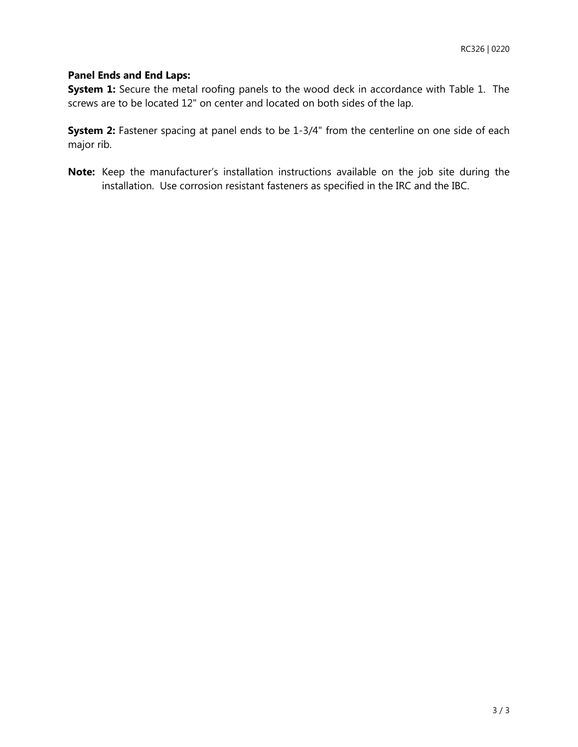**Panel Ends and End Laps:**

**System 1:** Secure the metal roofing panels to the wood deck in accordance with Table 1. The screws are to be located 12" on center and located on both sides of the lap.

**System 2:** Fastener spacing at panel ends to be 1-3/4" from the centerline on one side of each major rib.

**Note:** Keep the manufacturer's installation instructions available on the job site during the installation. Use corrosion resistant fasteners as specified in the IRC and the IBC.